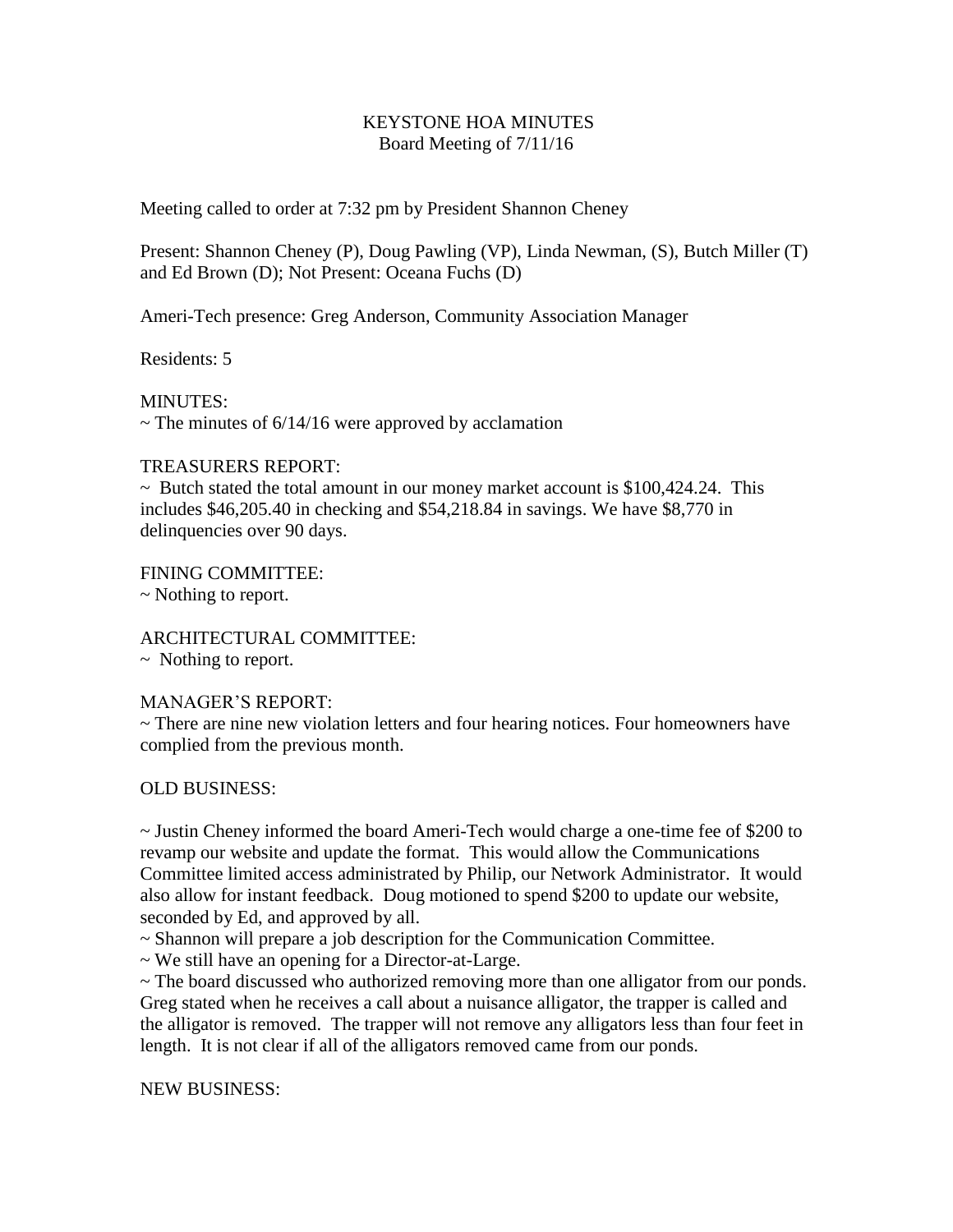# KEYSTONE HOA MINUTES

Board Meeting of 7/11/16

Meeting called to order at 7:32 pm by President Shannon Cheney

Present: Shannon Cheney (P), Doug Pawling (VP), Linda Newman, (S), Butch Miller (T) and Ed Brown (D); Not Present: Oceana Fuchs (D)

Ameri-Tech presence: Greg Anderson, Community Association Manager

Residents: 5

MINUTES:

~ The minutes of 6/14/16 were approved by acclamation

TREASURERS REPORT:

~ Butch stated the total amount in our money market account is $100,424.24. This includes $46,205.40 in checking and $54,218.84 in savings. We have $8,770 in delinquencies over 90 days.

FINING COMMITTEE:

~ Nothing to report.

ARCHITECTURAL COMMITTEE:

~ Nothing to report.

MANAGER'S REPORT:

~ There are nine new violation letters and four hearing notices. Four homeowners have complied from the previous month.

OLD BUSINESS:

~ Justin Cheney informed the board Ameri-Tech would charge a one-time fee of $200 to revamp our website and update the format. This would allow the Communications Committee limited access administrated by Philip, our Network Administrator. It would also allow for instant feedback. Doug motioned to spend $200 to update our website, seconded by Ed, and approved by all.

~ Shannon will prepare a job description for the Communication Committee.

~ We still have an opening for a Director-at-Large.

~ The board discussed who authorized removing more than one alligator from our ponds. Greg stated when he receives a call about a nuisance alligator, the trapper is called and the alligator is removed. The trapper will not remove any alligators less than four feet in length. It is not clear if all of the alligators removed came from our ponds.

NEW BUSINESS: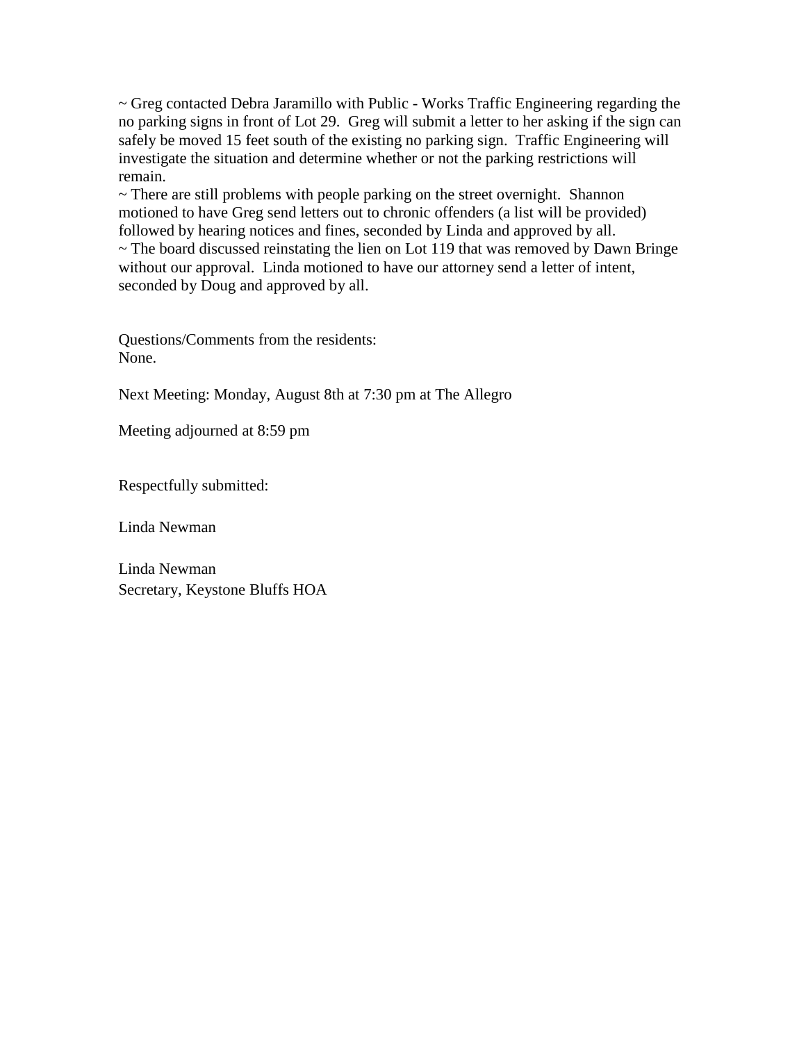~ Greg contacted Debra Jaramillo with Public - Works Traffic Engineering regarding the no parking signs in front of Lot 29. Greg will submit a letter to her asking if the sign can safely be moved 15 feet south of the existing no parking sign. Traffic Engineering will investigate the situation and determine whether or not the parking restrictions will remain.
~ There are still problems with people parking on the street overnight. Shannon motioned to have Greg send letters out to chronic offenders (a list will be provided) followed by hearing notices and fines, seconded by Linda and approved by all.
~ The board discussed reinstating the lien on Lot 119 that was removed by Dawn Bringe without our approval. Linda motioned to have our attorney send a letter of intent, seconded by Doug and approved by all.

Questions/Comments from the residents:
None.

Next Meeting: Monday, August 8th at 7:30 pm at The Allegro

Meeting adjourned at 8:59 pm

Respectfully submitted:

Linda Newman

Linda Newman
Secretary, Keystone Bluffs HOA